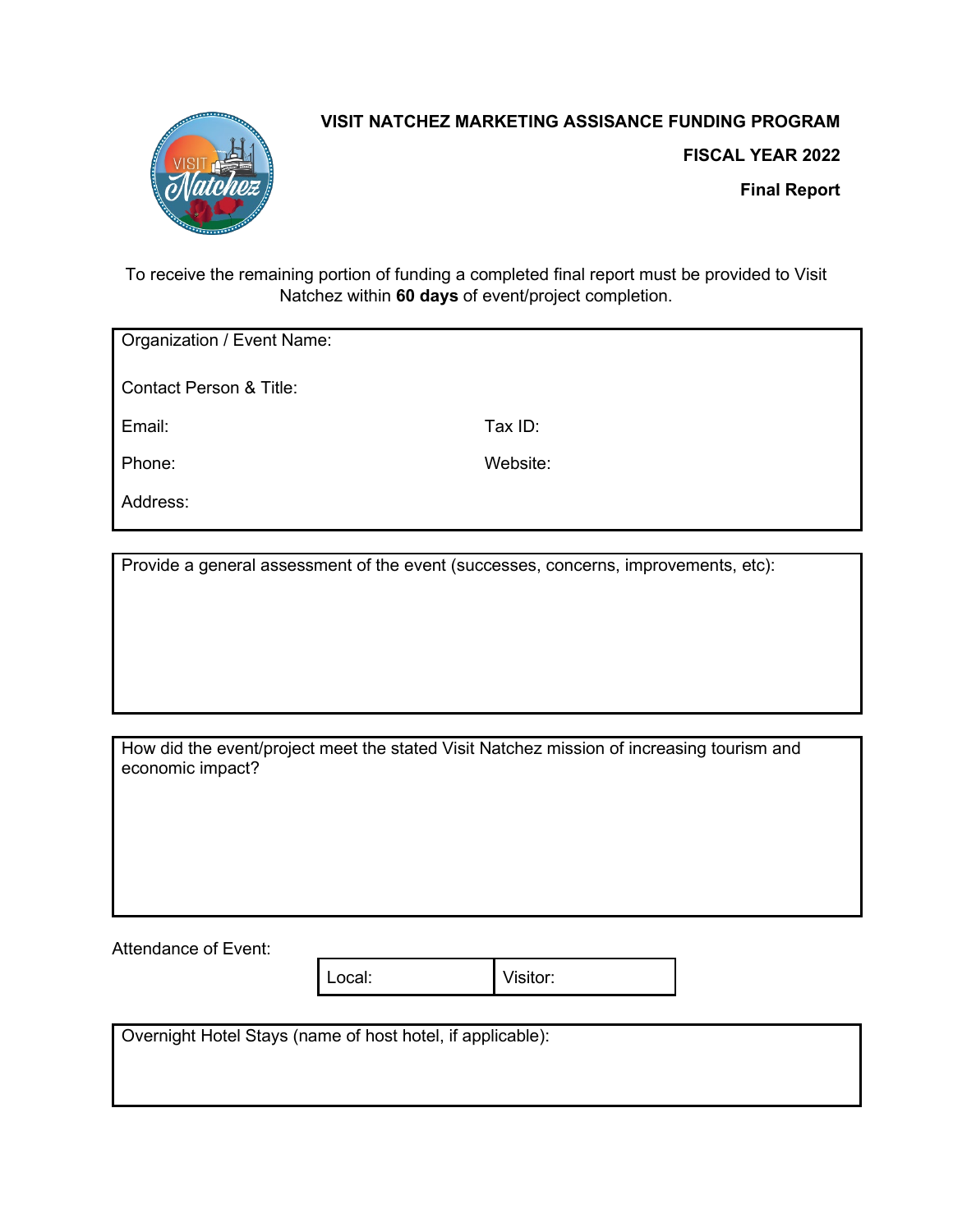# VISIT NATCHEZ MARKETING ASSISANCE FUNDING PROGRAM

## FISCAL YEAR 2022

### Final Report

To receive the remaining portion of funding a completed final report must be provided to Visit Natchez within **60 days** of event/project completion.

Organization / Event Name:

Contact Person & Title:

Email:

Tax ID:

Phone:

Website:

Address:

Provide a general assessment of the event (successes, concerns, improvements, etc):

How did the event/project meet the stated Visit Natchez mission of increasing tourism and economic impact?

Attendance of Event:

| Local: | Visitor: |
|---|---|

Overnight Hotel Stays (name of host hotel, if applicable):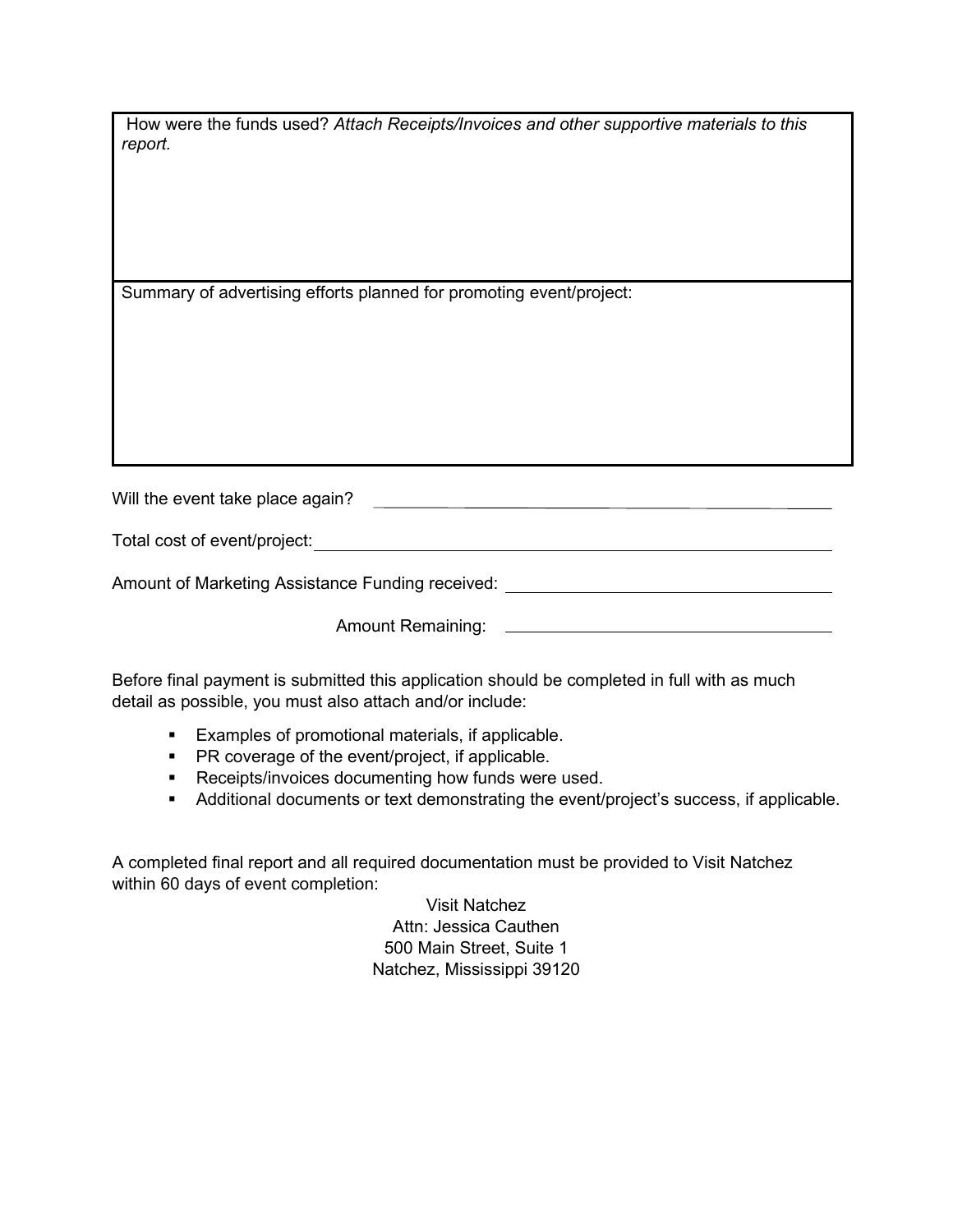How were the funds used? *Attach Receipts/Invoices and other supportive materials to this report.*

Summary of advertising efforts planned for promoting event/project:

Will the event take place again? ______________________________

Total cost of event/project: ______________________________

Amount of Marketing Assistance Funding received: ______________________________

Amount Remaining: ______________________________

Before final payment is submitted this application should be completed in full with as much detail as possible, you must also attach and/or include:

- Examples of promotional materials, if applicable.
- PR coverage of the event/project, if applicable.
- Receipts/invoices documenting how funds were used.
- Additional documents or text demonstrating the event/project's success, if applicable.

A completed final report and all required documentation must be provided to Visit Natchez within 60 days of event completion:

Visit Natchez
Attn: Jessica Cauthen
500 Main Street, Suite 1
Natchez, Mississippi 39120